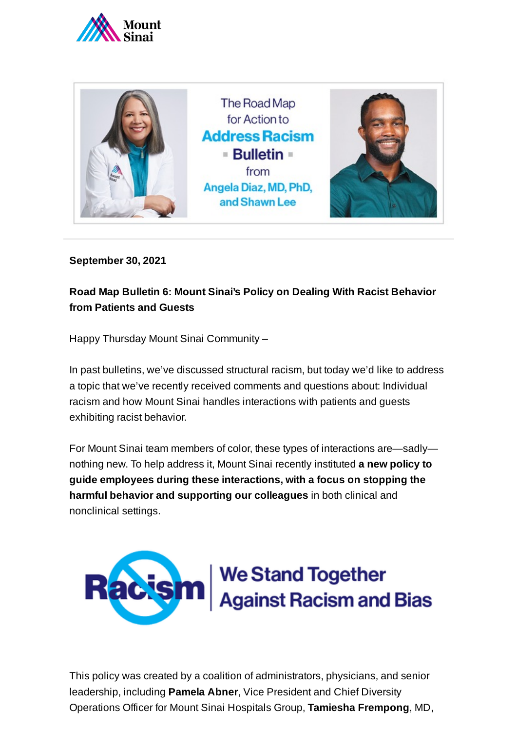The Road Map for Action to **Address Racism** Bulletin from Angela Diaz, MD, PhD, and Shawn Lee

**September 30, 2021**

**Road Map Bulletin 6: Mount Sinai's Policy on Dealing With Racist Behavior from Patients and Guests**

Happy Thursday Mount Sinai Community –

In past bulletins, we've discussed structural racism, but today we'd like to address a topic that we've recently received comments and questions about: Individual racism and how Mount Sinai handles interactions with patients and guests exhibiting racist behavior.

For Mount Sinai team members of color, these types of interactions are—sadly—nothing new. To help address it, Mount Sinai recently instituted **a new policy to guide employees during these interactions, with a focus on stopping the harmful behavior and supporting our colleagues** in both clinical and nonclinical settings.

Racism | We Stand Together Against Racism and Bias

This policy was created by a coalition of administrators, physicians, and senior leadership, including **Pamela Abner**, Vice President and Chief Diversity Operations Officer for Mount Sinai Hospitals Group, **Tamiesha Frempong**, MD,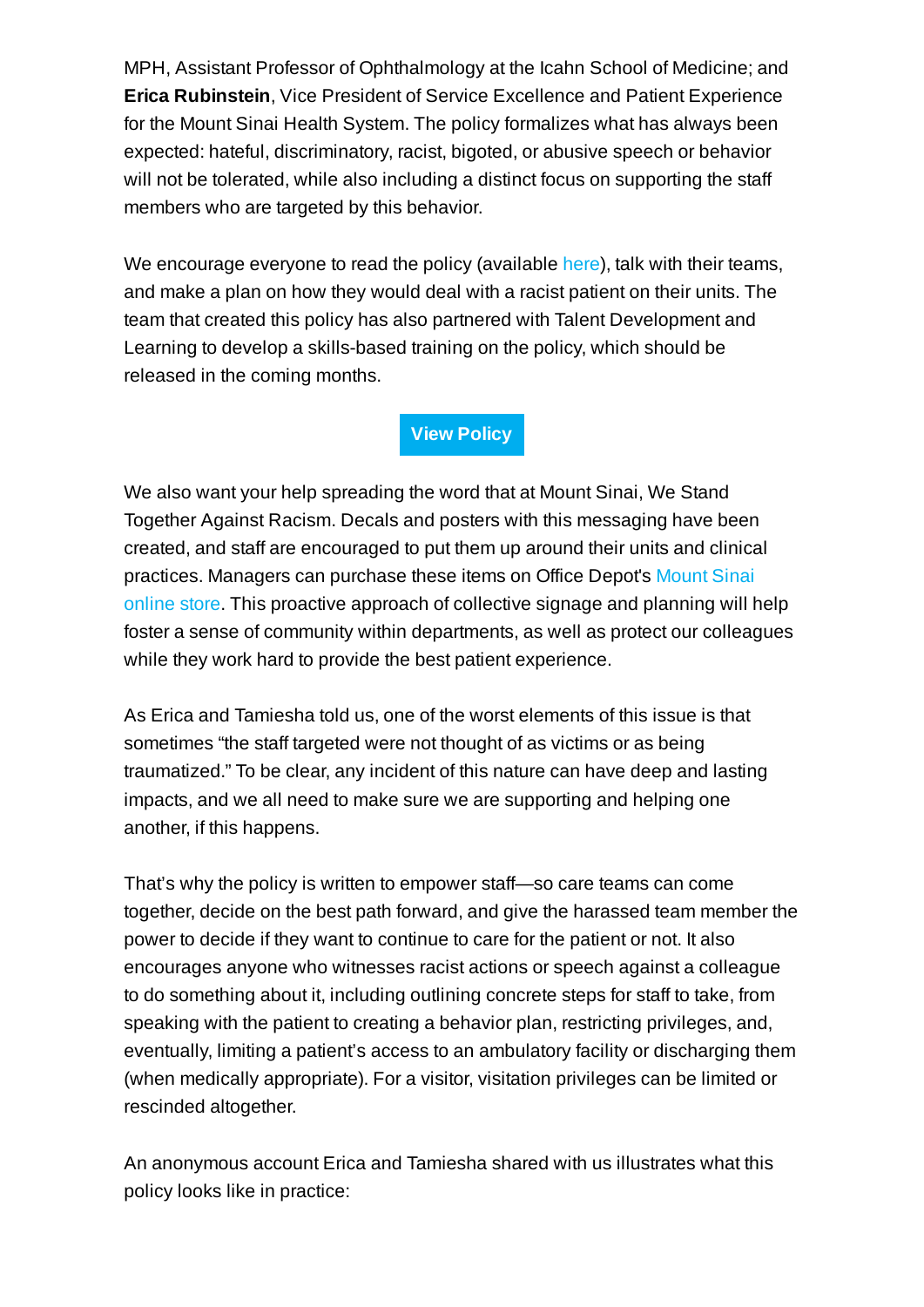MPH, Assistant Professor of Ophthalmology at the Icahn School of Medicine; and **Erica Rubinstein**, Vice President of Service Excellence and Patient Experience for the Mount Sinai Health System. The policy formalizes what has always been expected: hateful, discriminatory, racist, bigoted, or abusive speech or behavior will not be tolerated, while also including a distinct focus on supporting the staff members who are targeted by this behavior.

We encourage everyone to read the policy (available here), talk with their teams, and make a plan on how they would deal with a racist patient on their units. The team that created this policy has also partnered with Talent Development and Learning to develop a skills-based training on the policy, which should be released in the coming months.

**View Policy**

We also want your help spreading the word that at Mount Sinai, We Stand Together Against Racism. Decals and posters with this messaging have been created, and staff are encouraged to put them up around their units and clinical practices. Managers can purchase these items on Office Depot's Mount Sinai online store. This proactive approach of collective signage and planning will help foster a sense of community within departments, as well as protect our colleagues while they work hard to provide the best patient experience.

As Erica and Tamiesha told us, one of the worst elements of this issue is that sometimes "the staff targeted were not thought of as victims or as being traumatized." To be clear, any incident of this nature can have deep and lasting impacts, and we all need to make sure we are supporting and helping one another, if this happens.

That's why the policy is written to empower staff—so care teams can come together, decide on the best path forward, and give the harassed team member the power to decide if they want to continue to care for the patient or not. It also encourages anyone who witnesses racist actions or speech against a colleague to do something about it, including outlining concrete steps for staff to take, from speaking with the patient to creating a behavior plan, restricting privileges, and, eventually, limiting a patient's access to an ambulatory facility or discharging them (when medically appropriate). For a visitor, visitation privileges can be limited or rescinded altogether.

An anonymous account Erica and Tamiesha shared with us illustrates what this policy looks like in practice: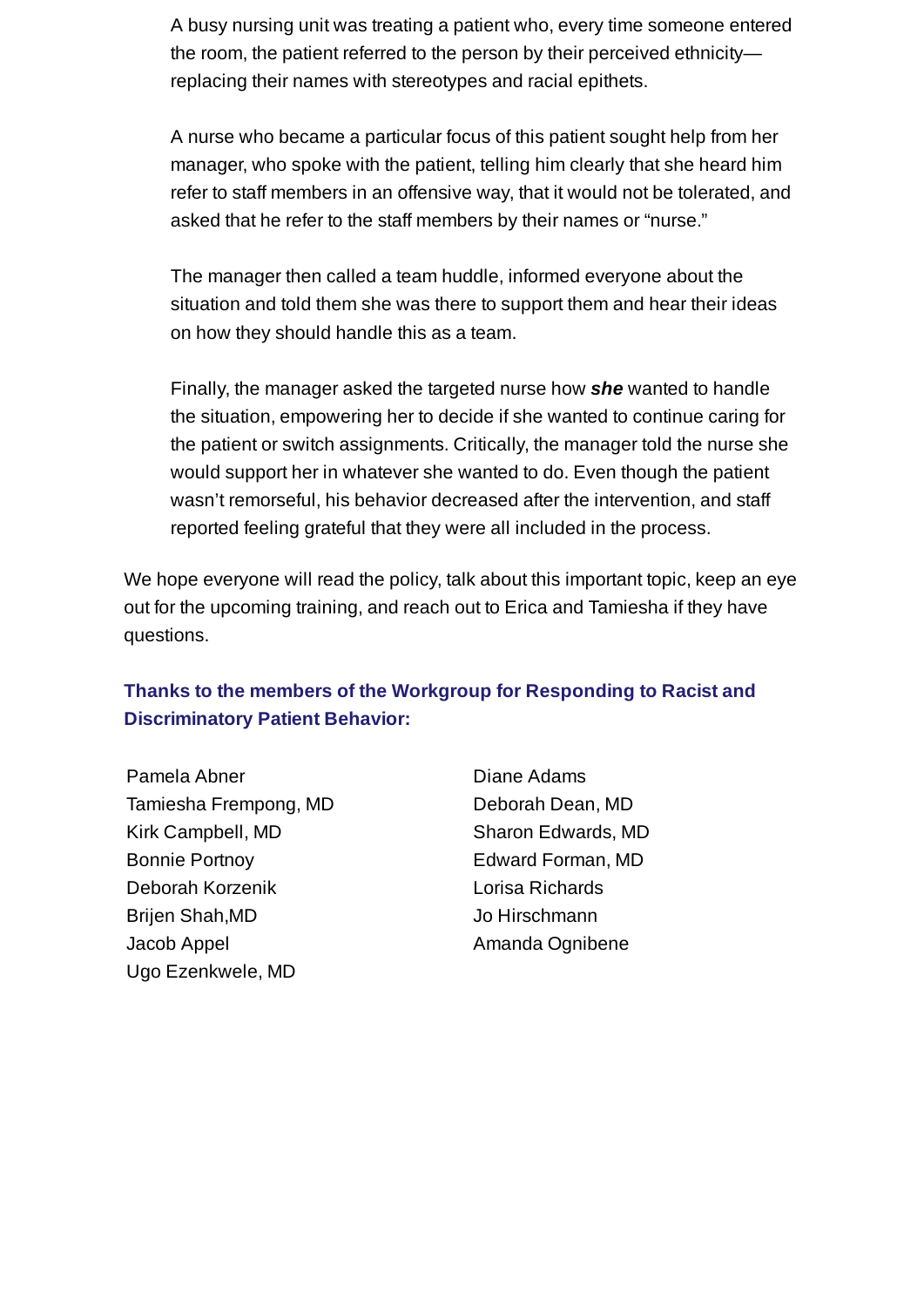> A busy nursing unit was treating a patient who, every time someone entered the room, the patient referred to the person by their perceived ethnicity—replacing their names with stereotypes and racial epithets.
>
> A nurse who became a particular focus of this patient sought help from her manager, who spoke with the patient, telling him clearly that she heard him refer to staff members in an offensive way, that it would not be tolerated, and asked that he refer to the staff members by their names or "nurse."
>
> The manager then called a team huddle, informed everyone about the situation and told them she was there to support them and hear their ideas on how they should handle this as a team.
>
> Finally, the manager asked the targeted nurse how ***she*** wanted to handle the situation, empowering her to decide if she wanted to continue caring for the patient or switch assignments. Critically, the manager told the nurse she would support her in whatever she wanted to do. Even though the patient wasn't remorseful, his behavior decreased after the intervention, and staff reported feeling grateful that they were all included in the process.

We hope everyone will read the policy, talk about this important topic, keep an eye out for the upcoming training, and reach out to Erica and Tamiesha if they have questions.

**Thanks to the members of the Workgroup for Responding to Racist and Discriminatory Patient Behavior:**

- Pamela Abner
- Tamiesha Frempong, MD
- Kirk Campbell, MD
- Bonnie Portnoy
- Deborah Korzenik
- Brijen Shah,MD
- Jacob Appel
- Ugo Ezenkwele, MD
- Diane Adams
- Deborah Dean, MD
- Sharon Edwards, MD
- Edward Forman, MD
- Lorisa Richards
- Jo Hirschmann
- Amanda Ognibene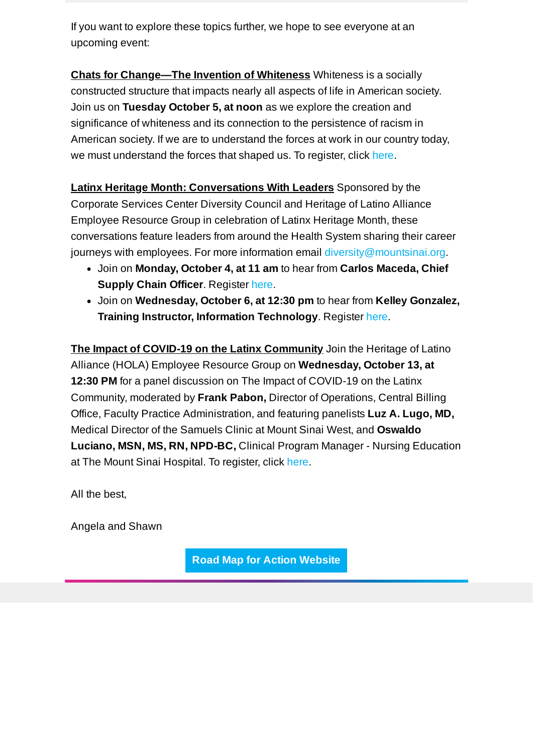If you want to explore these topics further, we hope to see everyone at an upcoming event:

**Chats for Change—The Invention of Whiteness** Whiteness is a socially constructed structure that impacts nearly all aspects of life in American society. Join us on **Tuesday October 5, at noon** as we explore the creation and significance of whiteness and its connection to the persistence of racism in American society. If we are to understand the forces at work in our country today, we must understand the forces that shaped us. To register, click here.

**Latinx Heritage Month: Conversations With Leaders** Sponsored by the Corporate Services Center Diversity Council and Heritage of Latino Alliance Employee Resource Group in celebration of Latinx Heritage Month, these conversations feature leaders from around the Health System sharing their career journeys with employees. For more information email diversity@mountsinai.org.

- Join on **Monday, October 4, at 11 am** to hear from **Carlos Maceda, Chief Supply Chain Officer**. Register here.
- Join on **Wednesday, October 6, at 12:30 pm** to hear from **Kelley Gonzalez, Training Instructor, Information Technology**. Register here.

**The Impact of COVID-19 on the Latinx Community** Join the Heritage of Latino Alliance (HOLA) Employee Resource Group on **Wednesday, October 13, at 12:30 PM** for a panel discussion on The Impact of COVID-19 on the Latinx Community, moderated by **Frank Pabon,** Director of Operations, Central Billing Office, Faculty Practice Administration, and featuring panelists **Luz A. Lugo, MD,** Medical Director of the Samuels Clinic at Mount Sinai West, and **Oswaldo Luciano, MSN, MS, RN, NPD-BC,** Clinical Program Manager - Nursing Education at The Mount Sinai Hospital. To register, click here.

All the best,

Angela and Shawn

**Road Map for Action Website**